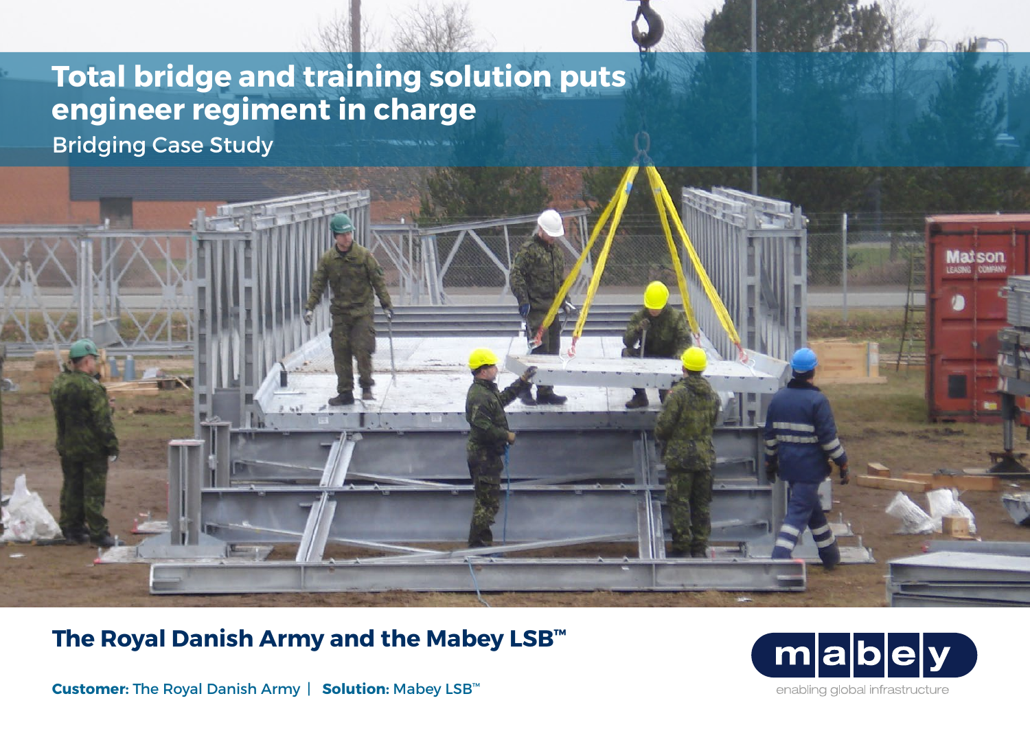# Total bridge and training solution puts engineer regiment in charge

Bridging Case Study

## The Royal Danish Army and the Mabey LSB™

**Customer:** The Royal Danish Army | **Solution:** Mabey LSB™

mabey

enabling global infrastructure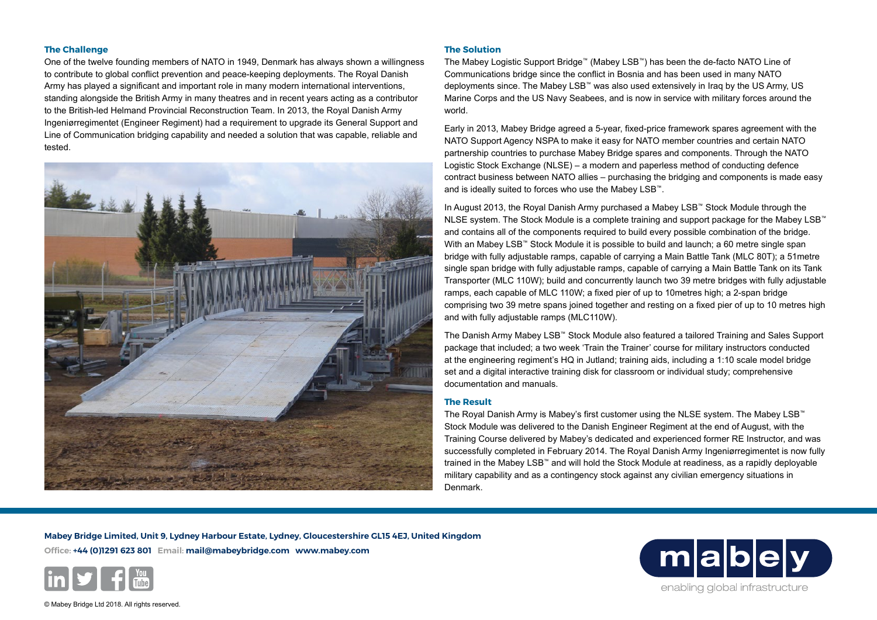## The Challenge

One of the twelve founding members of NATO in 1949, Denmark has always shown a willingness to contribute to global conflict prevention and peace-keeping deployments. The Royal Danish Army has played a significant and important role in many modern international interventions, standing alongside the British Army in many theatres and in recent years acting as a contributor to the British-led Helmand Provincial Reconstruction Team. In 2013, the Royal Danish Army Ingeniørregimentet (Engineer Regiment) had a requirement to upgrade its General Support and Line of Communication bridging capability and needed a solution that was capable, reliable and tested.

## The Solution

The Mabey Logistic Support Bridge™ (Mabey LSB™) has been the de-facto NATO Line of Communications bridge since the conflict in Bosnia and has been used in many NATO deployments since. The Mabey LSB™ was also used extensively in Iraq by the US Army, US Marine Corps and the US Navy Seabees, and is now in service with military forces around the world.

Early in 2013, Mabey Bridge agreed a 5-year, fixed-price framework spares agreement with the NATO Support Agency NSPA to make it easy for NATO member countries and certain NATO partnership countries to purchase Mabey Bridge spares and components. Through the NATO Logistic Stock Exchange (NLSE) – a modern and paperless method of conducting defence contract business between NATO allies – purchasing the bridging and components is made easy and is ideally suited to forces who use the Mabey LSB™.

In August 2013, the Royal Danish Army purchased a Mabey LSB™ Stock Module through the NLSE system. The Stock Module is a complete training and support package for the Mabey LSB™ and contains all of the components required to build every possible combination of the bridge. With an Mabey LSB™ Stock Module it is possible to build and launch; a 60 metre single span bridge with fully adjustable ramps, capable of carrying a Main Battle Tank (MLC 80T); a 51metre single span bridge with fully adjustable ramps, capable of carrying a Main Battle Tank on its Tank Transporter (MLC 110W); build and concurrently launch two 39 metre bridges with fully adjustable ramps, each capable of MLC 110W; a fixed pier of up to 10metres high; a 2-span bridge comprising two 39 metre spans joined together and resting on a fixed pier of up to 10 metres high and with fully adjustable ramps (MLC110W).

The Danish Army Mabey LSB™ Stock Module also featured a tailored Training and Sales Support package that included; a two week 'Train the Trainer' course for military instructors conducted at the engineering regiment's HQ in Jutland; training aids, including a 1:10 scale model bridge set and a digital interactive training disk for classroom or individual study; comprehensive documentation and manuals.

## The Result

The Royal Danish Army is Mabey's first customer using the NLSE system. The Mabey LSB™ Stock Module was delivered to the Danish Engineer Regiment at the end of August, with the Training Course delivered by Mabey's dedicated and experienced former RE Instructor, and was successfully completed in February 2014. The Royal Danish Army Ingeniørregimentet is now fully trained in the Mabey LSB™ and will hold the Stock Module at readiness, as a rapidly deployable military capability and as a contingency stock against any civilian emergency situations in Denmark.

**Mabey Bridge Limited, Unit 9, Lydney Harbour Estate, Lydney, Gloucestershire GL15 4EJ, United Kingdom**

Office: **+44 (0)1291 623 801** Email: **mail@mabeybridge.com** **www.mabey.com**

mabey

enabling global infrastructure

© Mabey Bridge Ltd 2018. All rights reserved.